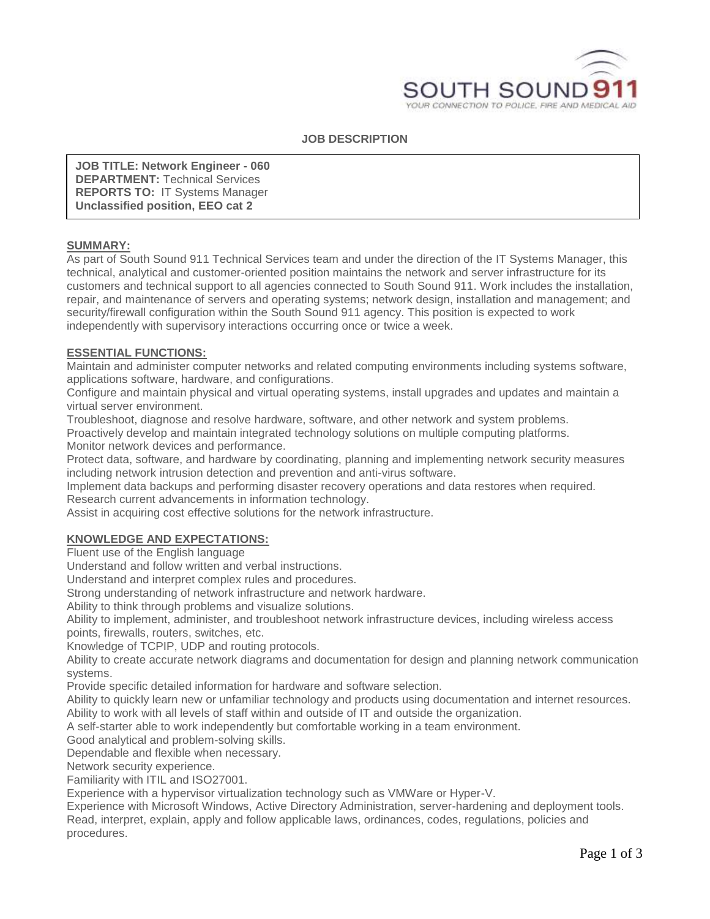SOUTH SOUND 911
YOUR CONNECTION TO POLICE, FIRE AND MEDICAL AID

# JOB DESCRIPTION

**JOB TITLE: Network Engineer - 060**
**DEPARTMENT:** Technical Services
**REPORTS TO:** IT Systems Manager
**Unclassified position, EEO cat 2**

## SUMMARY:

As part of South Sound 911 Technical Services team and under the direction of the IT Systems Manager, this technical, analytical and customer-oriented position maintains the network and server infrastructure for its customers and technical support to all agencies connected to South Sound 911. Work includes the installation, repair, and maintenance of servers and operating systems; network design, installation and management; and security/firewall configuration within the South Sound 911 agency. This position is expected to work independently with supervisory interactions occurring once or twice a week.

## ESSENTIAL FUNCTIONS:

Maintain and administer computer networks and related computing environments including systems software, applications software, hardware, and configurations.
Configure and maintain physical and virtual operating systems, install upgrades and updates and maintain a virtual server environment.
Troubleshoot, diagnose and resolve hardware, software, and other network and system problems.
Proactively develop and maintain integrated technology solutions on multiple computing platforms.
Monitor network devices and performance.
Protect data, software, and hardware by coordinating, planning and implementing network security measures including network intrusion detection and prevention and anti-virus software.
Implement data backups and performing disaster recovery operations and data restores when required.
Research current advancements in information technology.
Assist in acquiring cost effective solutions for the network infrastructure.

## KNOWLEDGE AND EXPECTATIONS:

Fluent use of the English language
Understand and follow written and verbal instructions.
Understand and interpret complex rules and procedures.
Strong understanding of network infrastructure and network hardware.
Ability to think through problems and visualize solutions.
Ability to implement, administer, and troubleshoot network infrastructure devices, including wireless access points, firewalls, routers, switches, etc.
Knowledge of TCPIP, UDP and routing protocols.
Ability to create accurate network diagrams and documentation for design and planning network communication systems.
Provide specific detailed information for hardware and software selection.
Ability to quickly learn new or unfamiliar technology and products using documentation and internet resources.
Ability to work with all levels of staff within and outside of IT and outside the organization.
A self-starter able to work independently but comfortable working in a team environment.
Good analytical and problem-solving skills.
Dependable and flexible when necessary.
Network security experience.
Familiarity with ITIL and ISO27001.
Experience with a hypervisor virtualization technology such as VMWare or Hyper-V.
Experience with Microsoft Windows, Active Directory Administration, server-hardening and deployment tools.
Read, interpret, explain, apply and follow applicable laws, ordinances, codes, regulations, policies and procedures.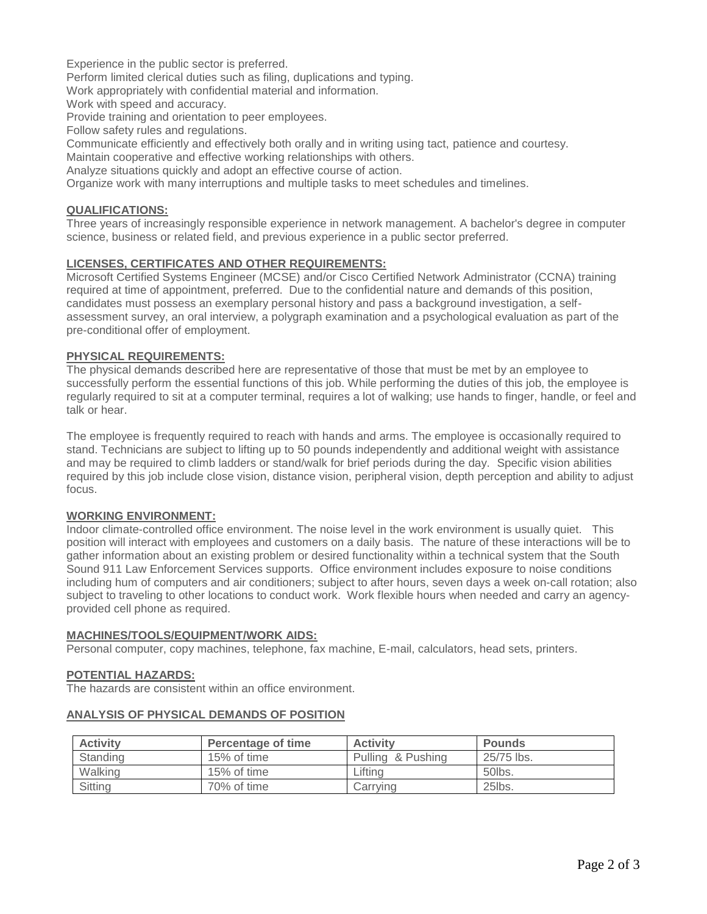Experience in the public sector is preferred.
Perform limited clerical duties such as filing, duplications and typing.
Work appropriately with confidential material and information.
Work with speed and accuracy.
Provide training and orientation to peer employees.
Follow safety rules and regulations.
Communicate efficiently and effectively both orally and in writing using tact, patience and courtesy.
Maintain cooperative and effective working relationships with others.
Analyze situations quickly and adopt an effective course of action.
Organize work with many interruptions and multiple tasks to meet schedules and timelines.

## QUALIFICATIONS:

Three years of increasingly responsible experience in network management. A bachelor's degree in computer science, business or related field, and previous experience in a public sector preferred.

## LICENSES, CERTIFICATES AND OTHER REQUIREMENTS:

Microsoft Certified Systems Engineer (MCSE) and/or Cisco Certified Network Administrator (CCNA) training required at time of appointment, preferred. Due to the confidential nature and demands of this position, candidates must possess an exemplary personal history and pass a background investigation, a self-assessment survey, an oral interview, a polygraph examination and a psychological evaluation as part of the pre-conditional offer of employment.

## PHYSICAL REQUIREMENTS:

The physical demands described here are representative of those that must be met by an employee to successfully perform the essential functions of this job. While performing the duties of this job, the employee is regularly required to sit at a computer terminal, requires a lot of walking; use hands to finger, handle, or feel and talk or hear.

The employee is frequently required to reach with hands and arms. The employee is occasionally required to stand. Technicians are subject to lifting up to 50 pounds independently and additional weight with assistance and may be required to climb ladders or stand/walk for brief periods during the day. Specific vision abilities required by this job include close vision, distance vision, peripheral vision, depth perception and ability to adjust focus.

## WORKING ENVIRONMENT:

Indoor climate-controlled office environment. The noise level in the work environment is usually quiet. This position will interact with employees and customers on a daily basis. The nature of these interactions will be to gather information about an existing problem or desired functionality within a technical system that the South Sound 911 Law Enforcement Services supports. Office environment includes exposure to noise conditions including hum of computers and air conditioners; subject to after hours, seven days a week on-call rotation; also subject to traveling to other locations to conduct work. Work flexible hours when needed and carry an agency-provided cell phone as required.

## MACHINES/TOOLS/EQUIPMENT/WORK AIDS:

Personal computer, copy machines, telephone, fax machine, E-mail, calculators, head sets, printers.

## POTENTIAL HAZARDS:

The hazards are consistent within an office environment.

## ANALYSIS OF PHYSICAL DEMANDS OF POSITION

| Activity | Percentage of time | Activity | Pounds |
|---|---|---|---|
| Standing | 15% of time | Pulling & Pushing | 25/75 lbs. |
| Walking | 15% of time | Lifting | 50lbs. |
| Sitting | 70% of time | Carrying | 25lbs. |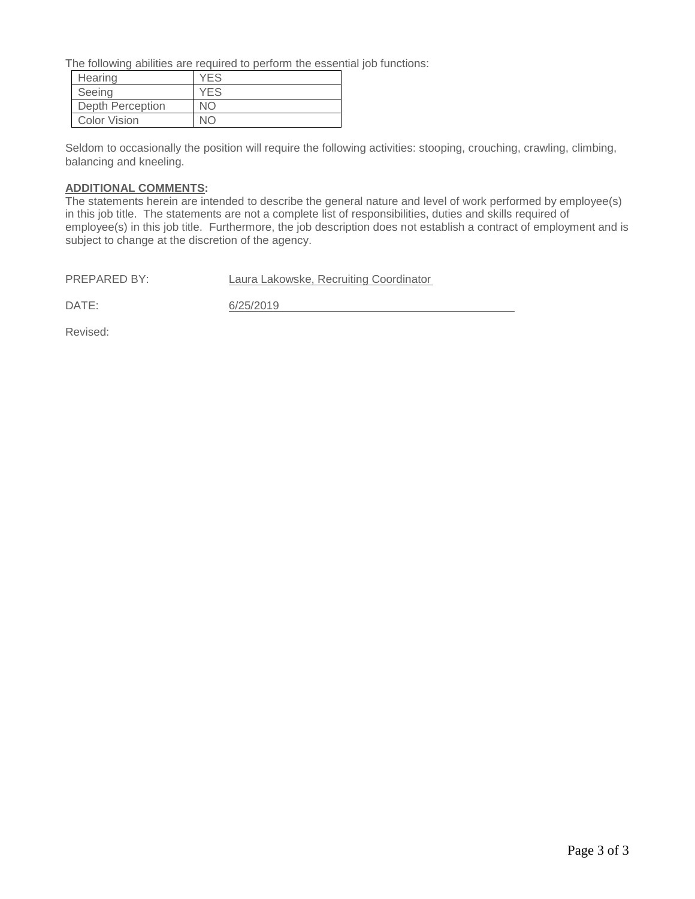The following abilities are required to perform the essential job functions:

| | |
|---|---|
| Hearing | YES |
| Seeing | YES |
| Depth Perception | NO |
| Color Vision | NO |

Seldom to occasionally the position will require the following activities: stooping, crouching, crawling, climbing, balancing and kneeling.

**ADDITIONAL COMMENTS:**
The statements herein are intended to describe the general nature and level of work performed by employee(s) in this job title. The statements are not a complete list of responsibilities, duties and skills required of employee(s) in this job title. Furthermore, the job description does not establish a contract of employment and is subject to change at the discretion of the agency.

PREPARED BY: Laura Lakowske, Recruiting Coordinator

DATE: 6/25/2019

Revised: